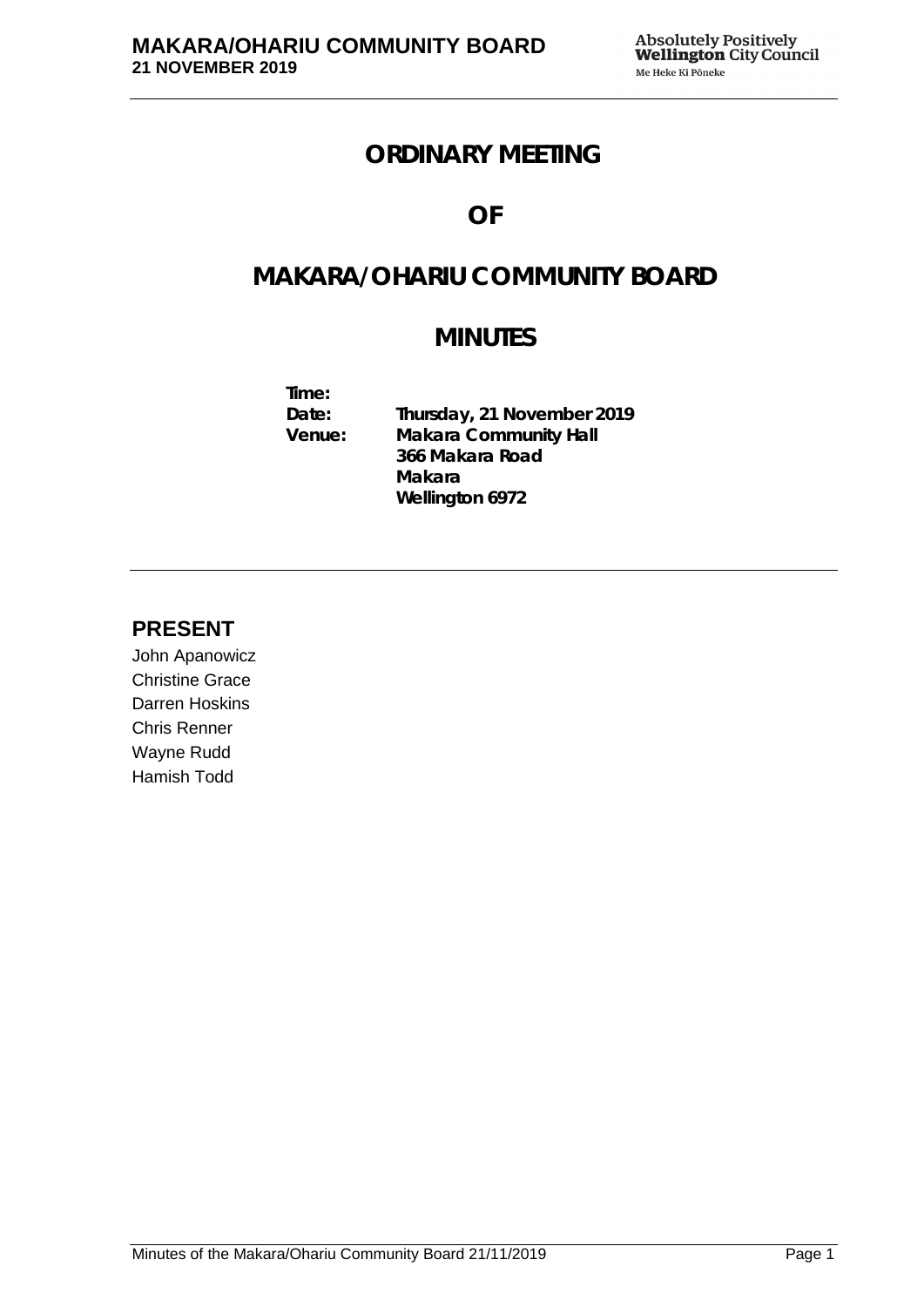# ORDINARY MEETING

# OF

# MAKARA/OHARIU COMMUNITY BOARD

# MINUTES

**Time:**
**Date:** Thursday, 21 November 2019
**Venue:** Makara Community Hall
366 Makara Road
Makara
Wellington 6972

## PRESENT

John Apanowicz
Christine Grace
Darren Hoskins
Chris Renner
Wayne Rudd
Hamish Todd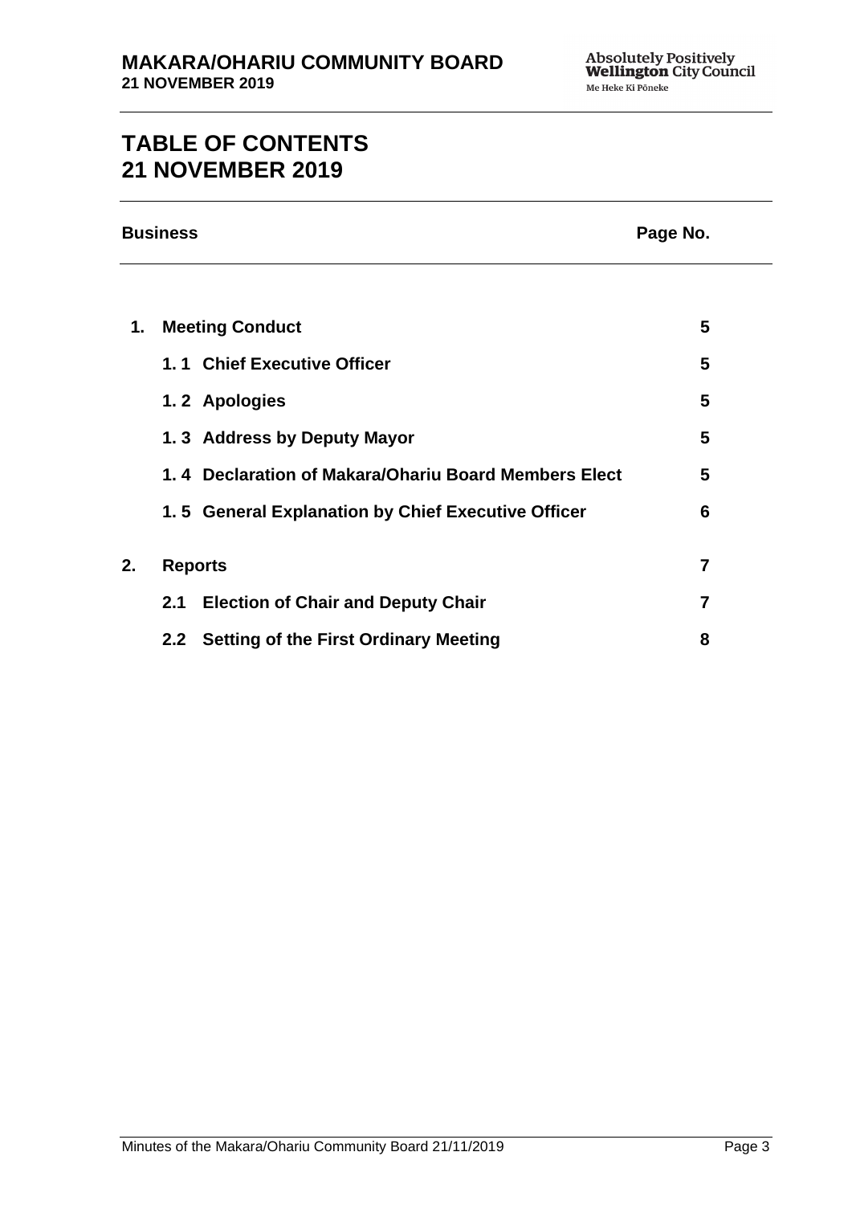# TABLE OF CONTENTS
# 21 NOVEMBER 2019

| Business | | Page No. |
|---|---|---|
| **1.** | **Meeting Conduct** | **5** |
| | **1. 1 Chief Executive Officer** | **5** |
| | **1. 2 Apologies** | **5** |
| | **1. 3 Address by Deputy Mayor** | **5** |
| | **1. 4 Declaration of Makara/Ohariu Board Members Elect** | **5** |
| | **1. 5 General Explanation by Chief Executive Officer** | **6** |
| **2.** | **Reports** | **7** |
| | **2.1 Election of Chair and Deputy Chair** | **7** |
| | **2.2 Setting of the First Ordinary Meeting** | **8** |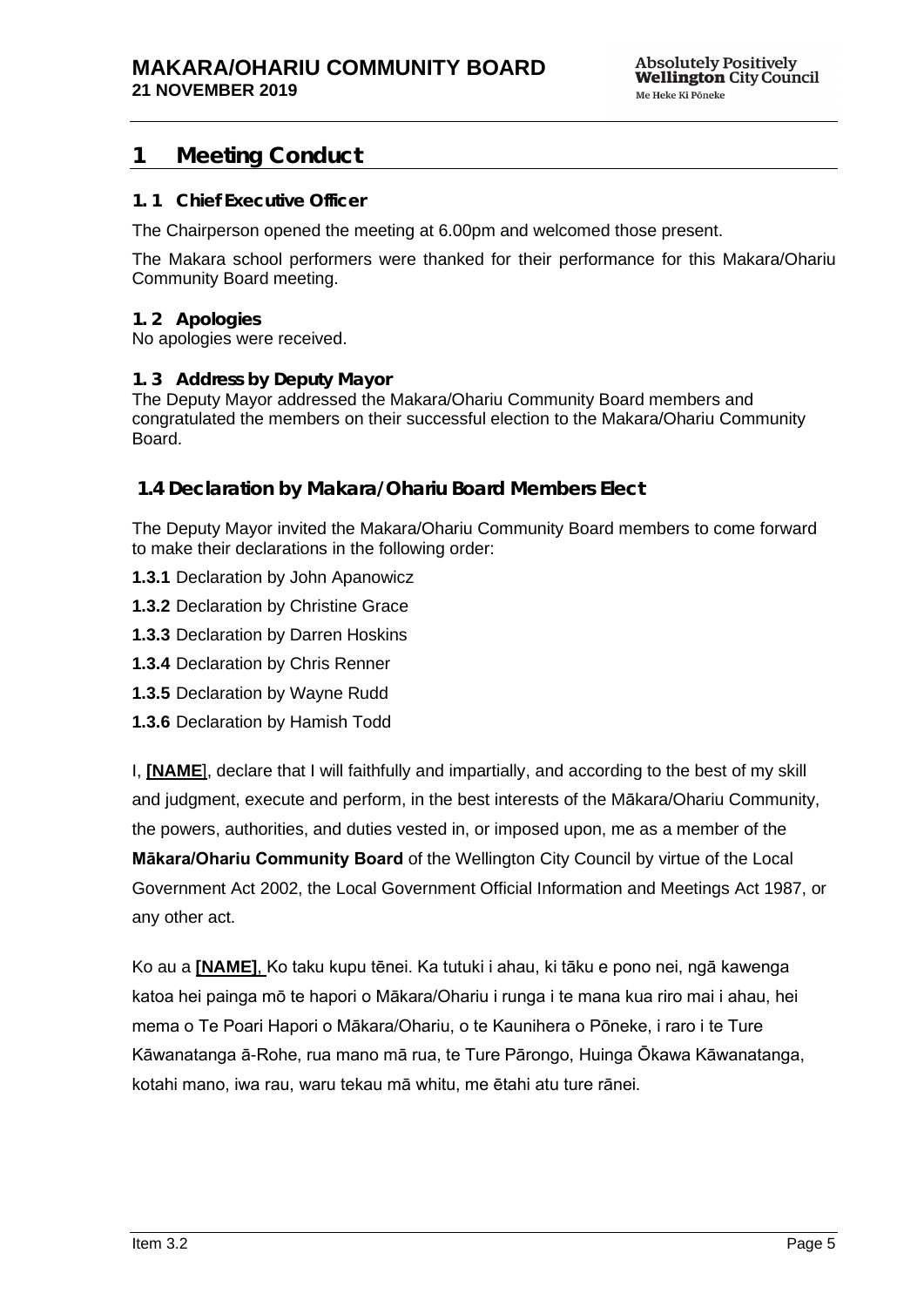# 1 Meeting Conduct

### 1. 1 Chief Executive Officer

The Chairperson opened the meeting at 6.00pm and welcomed those present.

The Makara school performers were thanked for their performance for this Makara/Ohariu Community Board meeting.

### 1. 2 Apologies

No apologies were received.

### 1. 3 Address by Deputy Mayor

The Deputy Mayor addressed the Makara/Ohariu Community Board members and congratulated the members on their successful election to the Makara/Ohariu Community Board.

## 1.4 Declaration by Makara/Ohariu Board Members Elect

The Deputy Mayor invited the Makara/Ohariu Community Board members to come forward to make their declarations in the following order:

**1.3.1** Declaration by John Apanowicz

**1.3.2** Declaration by Christine Grace

**1.3.3** Declaration by Darren Hoskins

**1.3.4** Declaration by Chris Renner

**1.3.5** Declaration by Wayne Rudd

**1.3.6** Declaration by Hamish Todd

I, **[NAME]**, declare that I will faithfully and impartially, and according to the best of my skill and judgment, execute and perform, in the best interests of the Mākara/Ohariu Community, the powers, authorities, and duties vested in, or imposed upon, me as a member of the **Mākara/Ohariu Community Board** of the Wellington City Council by virtue of the Local Government Act 2002, the Local Government Official Information and Meetings Act 1987, or any other act.

Ko au a **[NAME]**, Ko taku kupu tēnei. Ka tutuki i ahau, ki tāku e pono nei, ngā kawenga katoa hei painga mō te hapori o Mākara/Ohariu i runga i te mana kua riro mai i ahau, hei mema o Te Poari Hapori o Mākara/Ohariu, o te Kaunihera o Pōneke, i raro i te Ture Kāwanatanga ā-Rohe, rua mano mā rua, te Ture Pārongo, Huinga Ōkawa Kāwanatanga, kotahi mano, iwa rau, waru tekau mā whitu, me ētahi atu ture rānei.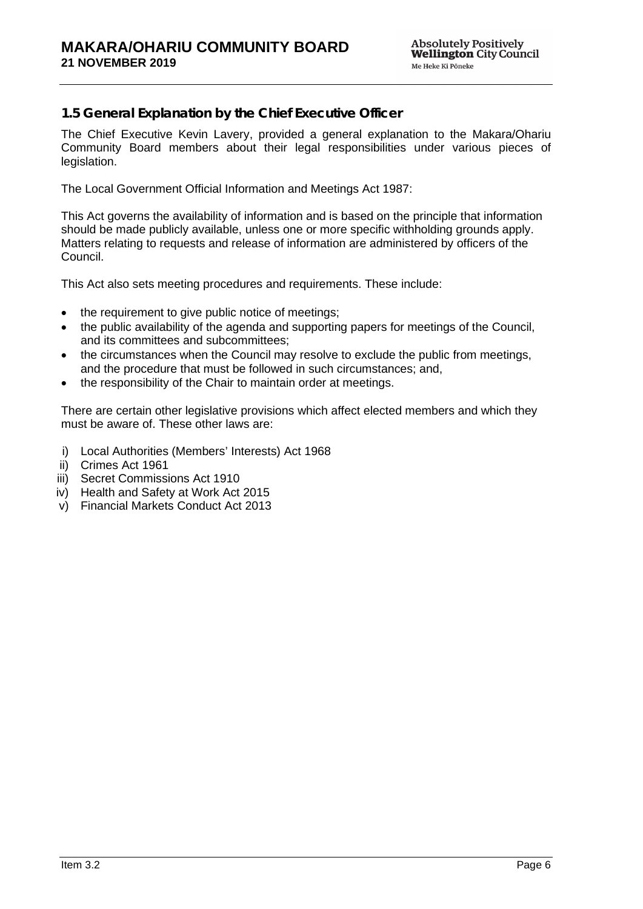### 1.5 General Explanation by the Chief Executive Officer

The Chief Executive Kevin Lavery, provided a general explanation to the Makara/Ohariu Community Board members about their legal responsibilities under various pieces of legislation.

The Local Government Official Information and Meetings Act 1987:

This Act governs the availability of information and is based on the principle that information should be made publicly available, unless one or more specific withholding grounds apply. Matters relating to requests and release of information are administered by officers of the Council.

This Act also sets meeting procedures and requirements. These include:

- the requirement to give public notice of meetings;
- the public availability of the agenda and supporting papers for meetings of the Council, and its committees and subcommittees;
- the circumstances when the Council may resolve to exclude the public from meetings, and the procedure that must be followed in such circumstances; and,
- the responsibility of the Chair to maintain order at meetings.

There are certain other legislative provisions which affect elected members and which they must be aware of. These other laws are:

i) Local Authorities (Members' Interests) Act 1968
ii) Crimes Act 1961
iii) Secret Commissions Act 1910
iv) Health and Safety at Work Act 2015
v) Financial Markets Conduct Act 2013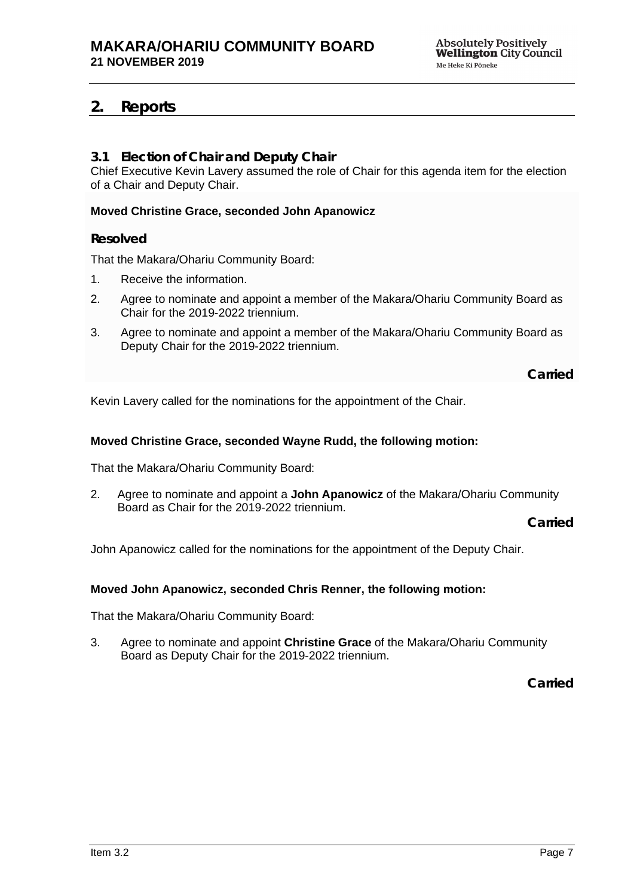## 2. Reports

### 3.1 Election of Chair and Deputy Chair

Chief Executive Kevin Lavery assumed the role of Chair for this agenda item for the election of a Chair and Deputy Chair.

**Moved Christine Grace, seconded John Apanowicz**

**Resolved**

That the Makara/Ohariu Community Board:

1. Receive the information.
2. Agree to nominate and appoint a member of the Makara/Ohariu Community Board as Chair for the 2019-2022 triennium.
3. Agree to nominate and appoint a member of the Makara/Ohariu Community Board as Deputy Chair for the 2019-2022 triennium.

**Carried**

Kevin Lavery called for the nominations for the appointment of the Chair.

**Moved Christine Grace, seconded Wayne Rudd, the following motion:**

That the Makara/Ohariu Community Board:

2. Agree to nominate and appoint a **John Apanowicz** of the Makara/Ohariu Community Board as Chair for the 2019-2022 triennium.

**Carried**

John Apanowicz called for the nominations for the appointment of the Deputy Chair.

**Moved John Apanowicz, seconded Chris Renner, the following motion:**

That the Makara/Ohariu Community Board:

3. Agree to nominate and appoint **Christine Grace** of the Makara/Ohariu Community Board as Deputy Chair for the 2019-2022 triennium.

**Carried**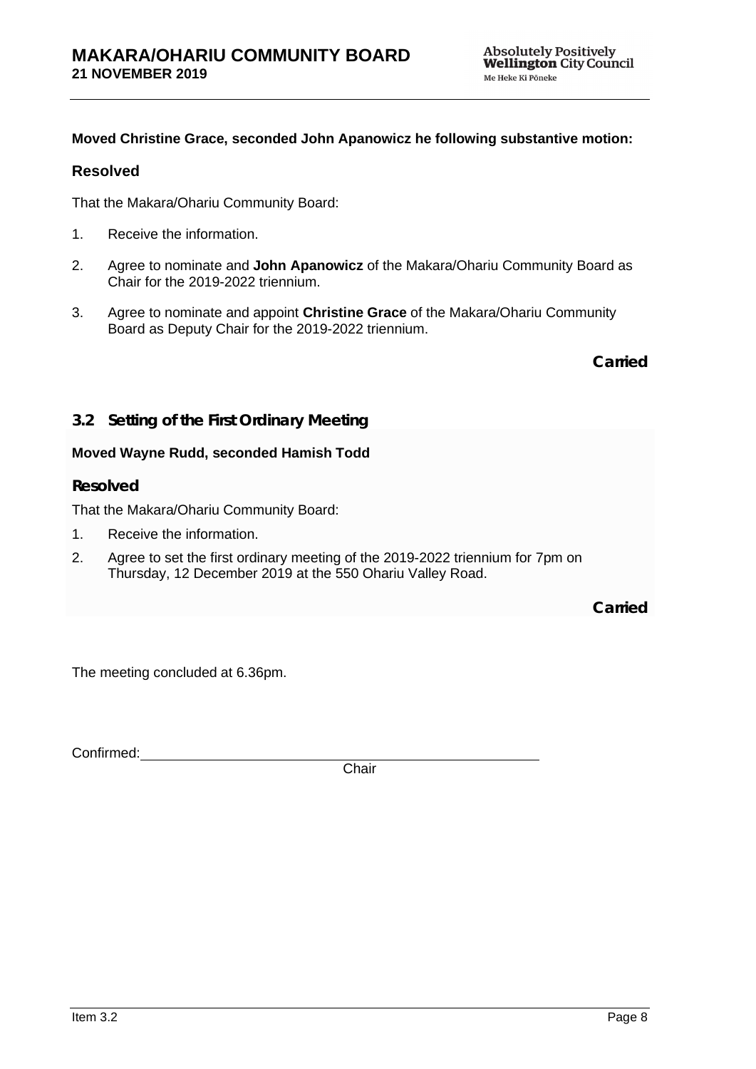**Moved Christine Grace, seconded John Apanowicz he following substantive motion:**

### Resolved

That the Makara/Ohariu Community Board:

1. Receive the information.
2. Agree to nominate and **John Apanowicz** of the Makara/Ohariu Community Board as Chair for the 2019-2022 triennium.
3. Agree to nominate and appoint **Christine Grace** of the Makara/Ohariu Community Board as Deputy Chair for the 2019-2022 triennium.

**Carried**

## 3.2 Setting of the First Ordinary Meeting

**Moved Wayne Rudd, seconded Hamish Todd**

### Resolved

That the Makara/Ohariu Community Board:

1. Receive the information.
2. Agree to set the first ordinary meeting of the 2019-2022 triennium for 7pm on Thursday, 12 December 2019 at the 550 Ohariu Valley Road.

**Carried**

The meeting concluded at 6.36pm.

Confirmed: ______________________________

Chair